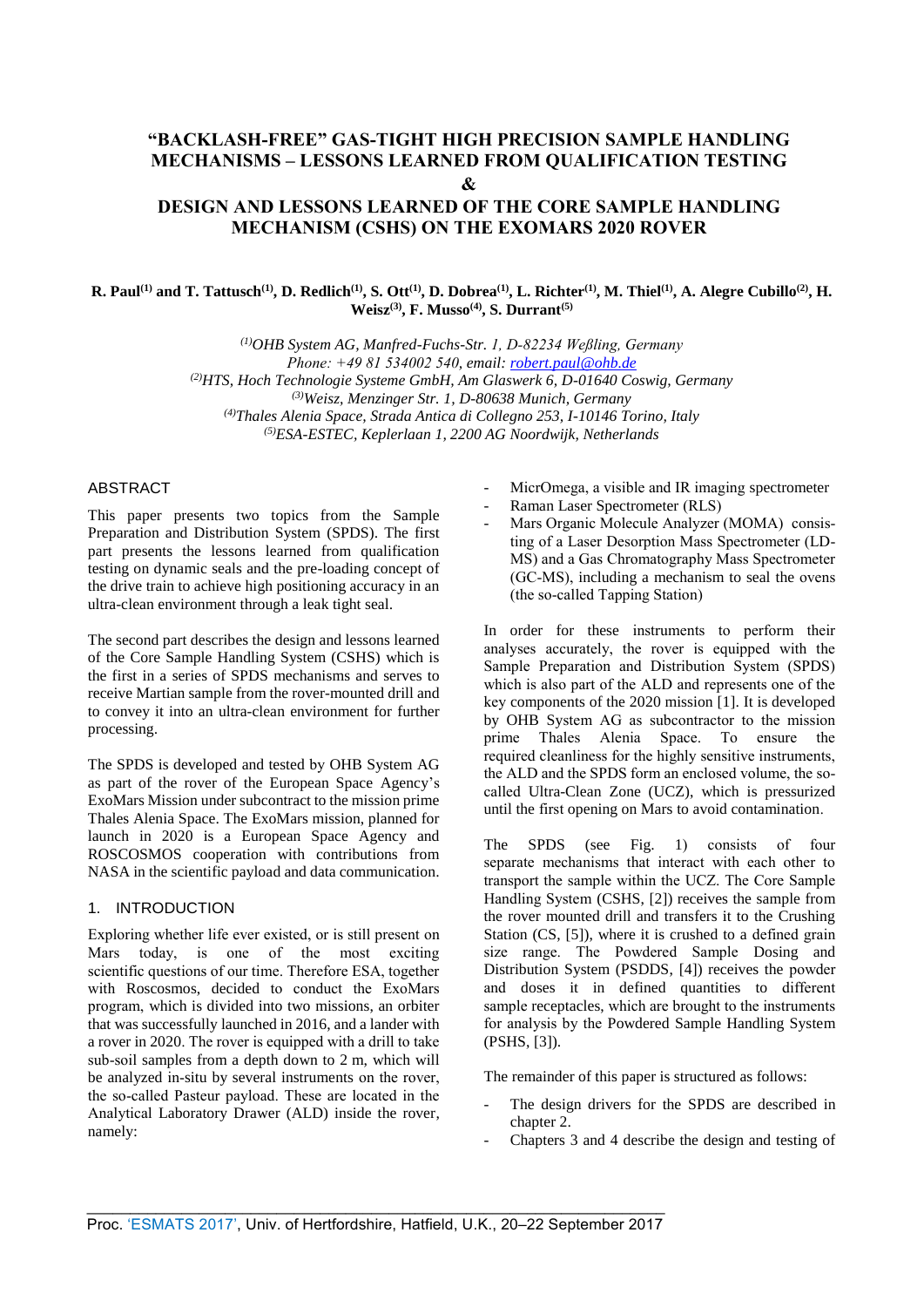# "BACKLASH-FREE" GAS-TIGHT HIGH PRECISION SAMPLE HANDLING MECHANISMS – LESSONS LEARNED FROM QUALIFICATION TESTING & DESIGN AND LESSONS LEARNED OF THE CORE SAMPLE HANDLING MECHANISM (CSHS) ON THE EXOMARS 2020 ROVER

**R. Paul[(1)] and T. Tattusch[(1)], D. Redlich[(1)], S. Ott[(1)], D. Dobrea[(1)], L. Richter[(1)], M. Thiel[(1)], A. Alegre Cubillo[(2)], H. Weisz[(3)], F. Musso[(4)], S. Durrant[(5)]**

*[(1)]OHB System AG, Manfred-Fuchs-Str. 1, D-82234 Weßling, Germany*
*Phone: +49 81 534002 540, email: robert.paul@ohb.de*
*[(2)]HTS, Hoch Technologie Systeme GmbH, Am Glaswerk 6, D-01640 Coswig, Germany*
*[(3)]Weisz, Menzinger Str. 1, D-80638 Munich, Germany*
*[(4)]Thales Alenia Space, Strada Antica di Collegno 253, I-10146 Torino, Italy*
*[(5)]ESA-ESTEC, Keplerlaan 1, 2200 AG Noordwijk, Netherlands*

## ABSTRACT

This paper presents two topics from the Sample Preparation and Distribution System (SPDS). The first part presents the lessons learned from qualification testing on dynamic seals and the pre-loading concept of the drive train to achieve high positioning accuracy in an ultra-clean environment through a leak tight seal.

The second part describes the design and lessons learned of the Core Sample Handling System (CSHS) which is the first in a series of SPDS mechanisms and serves to receive Martian sample from the rover-mounted drill and to convey it into an ultra-clean environment for further processing.

The SPDS is developed and tested by OHB System AG as part of the rover of the European Space Agency's ExoMars Mission under subcontract to the mission prime Thales Alenia Space. The ExoMars mission, planned for launch in 2020 is a European Space Agency and ROSCOSMOS cooperation with contributions from NASA in the scientific payload and data communication.

## 1. INTRODUCTION

Exploring whether life ever existed, or is still present on Mars today, is one of the most exciting scientific questions of our time. Therefore ESA, together with Roscosmos, decided to conduct the ExoMars program, which is divided into two missions, an orbiter that was successfully launched in 2016, and a lander with a rover in 2020. The rover is equipped with a drill to take sub-soil samples from a depth down to 2 m, which will be analyzed in-situ by several instruments on the rover, the so-called Pasteur payload. These are located in the Analytical Laboratory Drawer (ALD) inside the rover, namely:

- MicrOmega, a visible and IR imaging spectrometer
- Raman Laser Spectrometer (RLS)
- Mars Organic Molecule Analyzer (MOMA) consisting of a Laser Desorption Mass Spectrometer (LD-MS) and a Gas Chromatography Mass Spectrometer (GC-MS), including a mechanism to seal the ovens (the so-called Tapping Station)

In order for these instruments to perform their analyses accurately, the rover is equipped with the Sample Preparation and Distribution System (SPDS) which is also part of the ALD and represents one of the key components of the 2020 mission [1]. It is developed by OHB System AG as subcontractor to the mission prime Thales Alenia Space. To ensure the required cleanliness for the highly sensitive instruments, the ALD and the SPDS form an enclosed volume, the so-called Ultra-Clean Zone (UCZ), which is pressurized until the first opening on Mars to avoid contamination.

The SPDS (see Fig. 1) consists of four separate mechanisms that interact with each other to transport the sample within the UCZ. The Core Sample Handling System (CSHS, [2]) receives the sample from the rover mounted drill and transfers it to the Crushing Station (CS, [5]), where it is crushed to a defined grain size range. The Powdered Sample Dosing and Distribution System (PSDDS, [4]) receives the powder and doses it in defined quantities to different sample receptacles, which are brought to the instruments for analysis by the Powdered Sample Handling System (PSHS, [3]).

The remainder of this paper is structured as follows:

- The design drivers for the SPDS are described in chapter 2.
- Chapters 3 and 4 describe the design and testing of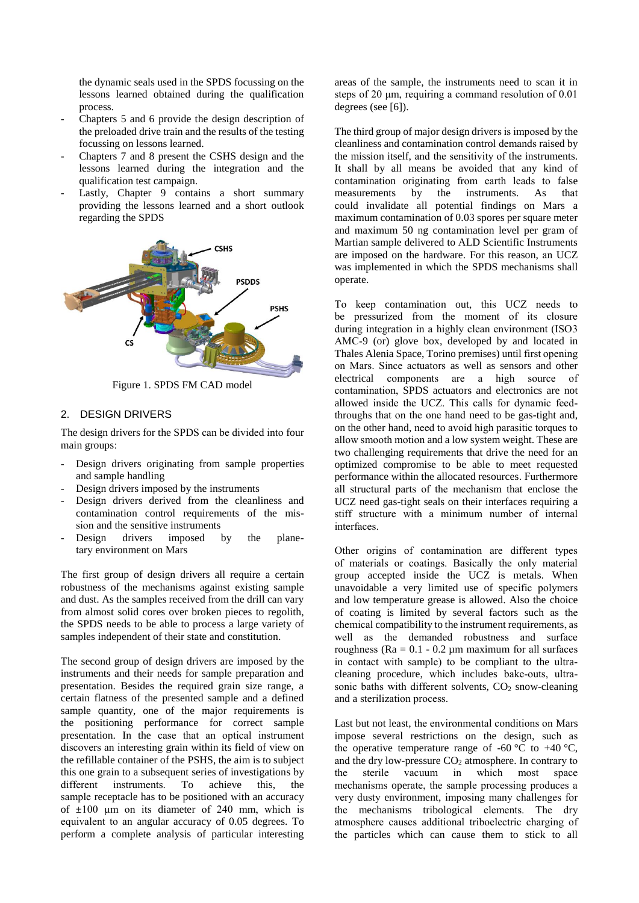the dynamic seals used in the SPDS focussing on the lessons learned obtained during the qualification process.

- Chapters 5 and 6 provide the design description of the preloaded drive train and the results of the testing focussing on lessons learned.
- Chapters 7 and 8 present the CSHS design and the lessons learned during the integration and the qualification test campaign.
- Lastly, Chapter 9 contains a short summary providing the lessons learned and a short outlook regarding the SPDS

Figure 1. SPDS FM CAD model

## 2. DESIGN DRIVERS

The design drivers for the SPDS can be divided into four main groups:

- Design drivers originating from sample properties and sample handling
- Design drivers imposed by the instruments
- Design drivers derived from the cleanliness and contamination control requirements of the mission and the sensitive instruments
- Design drivers imposed by the planetary environment on Mars

The first group of design drivers all require a certain robustness of the mechanisms against existing sample and dust. As the samples received from the drill can vary from almost solid cores over broken pieces to regolith, the SPDS needs to be able to process a large variety of samples independent of their state and constitution.

The second group of design drivers are imposed by the instruments and their needs for sample preparation and presentation. Besides the required grain size range, a certain flatness of the presented sample and a defined sample quantity, one of the major requirements is the positioning performance for correct sample presentation. In the case that an optical instrument discovers an interesting grain within its field of view on the refillable container of the PSHS, the aim is to subject this one grain to a subsequent series of investigations by different instruments. To achieve this, the sample receptacle has to be positioned with an accuracy of ±100 µm on its diameter of 240 mm, which is equivalent to an angular accuracy of 0.05 degrees. To perform a complete analysis of particular interesting areas of the sample, the instruments need to scan it in steps of 20 µm, requiring a command resolution of 0.01 degrees (see [6]).

The third group of major design drivers is imposed by the cleanliness and contamination control demands raised by the mission itself, and the sensitivity of the instruments. It shall by all means be avoided that any kind of contamination originating from earth leads to false measurements by the instruments. As that could invalidate all potential findings on Mars a maximum contamination of 0.03 spores per square meter and maximum 50 ng contamination level per gram of Martian sample delivered to ALD Scientific Instruments are imposed on the hardware. For this reason, an UCZ was implemented in which the SPDS mechanisms shall operate.

To keep contamination out, this UCZ needs to be pressurized from the moment of its closure during integration in a highly clean environment (ISO3 AMC-9 (or) glove box, developed by and located in Thales Alenia Space, Torino premises) until first opening on Mars. Since actuators as well as sensors and other electrical components are a high source of contamination, SPDS actuators and electronics are not allowed inside the UCZ. This calls for dynamic feed-throughs that on the one hand need to be gas-tight and, on the other hand, need to avoid high parasitic torques to allow smooth motion and a low system weight. These are two challenging requirements that drive the need for an optimized compromise to be able to meet requested performance within the allocated resources. Furthermore all structural parts of the mechanism that enclose the UCZ need gas-tight seals on their interfaces requiring a stiff structure with a minimum number of internal interfaces.

Other origins of contamination are different types of materials or coatings. Basically the only material group accepted inside the UCZ is metals. When unavoidable a very limited use of specific polymers and low temperature grease is allowed. Also the choice of coating is limited by several factors such as the chemical compatibility to the instrument requirements, as well as the demanded robustness and surface roughness (Ra = 0.1 - 0.2 µm maximum for all surfaces in contact with sample) to be compliant to the ultra-cleaning procedure, which includes bake-outs, ultra-sonic baths with different solvents, $CO_2$ snow-cleaning and a sterilization process.

Last but not least, the environmental conditions on Mars impose several restrictions on the design, such as the operative temperature range of -60 °C to +40 °C, and the dry low-pressure $CO_2$ atmosphere. In contrary to the sterile vacuum in which most space mechanisms operate, the sample processing produces a very dusty environment, imposing many challenges for the mechanisms tribological elements. The dry atmosphere causes additional triboelectric charging of the particles which can cause them to stick to all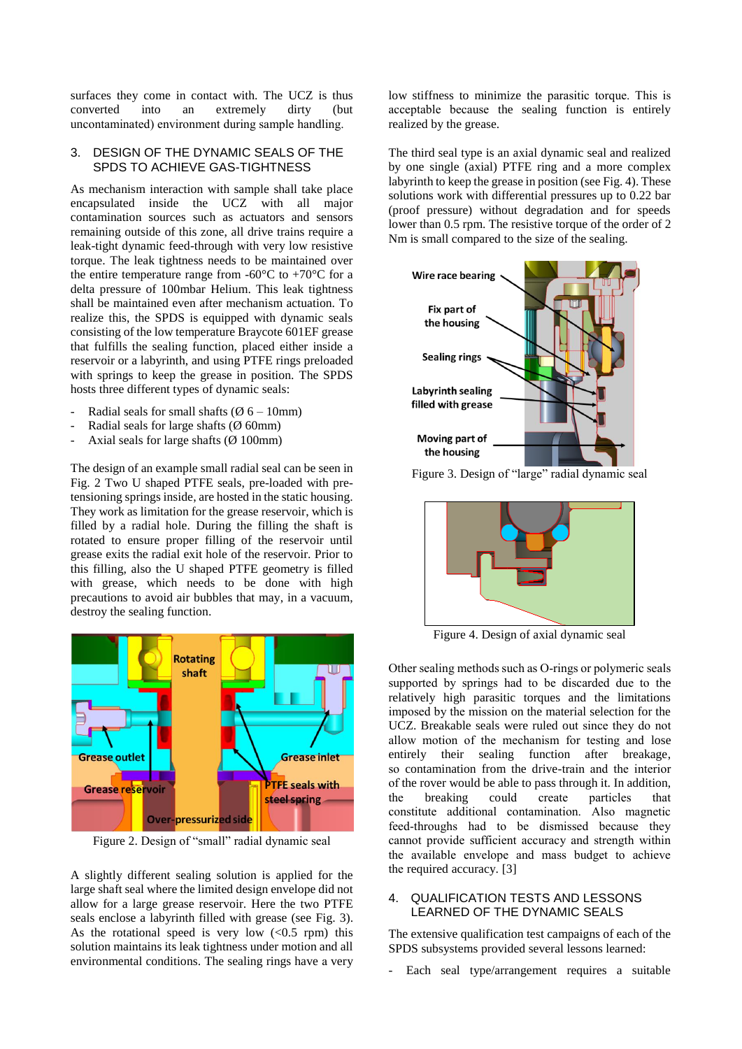surfaces they come in contact with. The UCZ is thus converted into an extremely dirty (but uncontaminated) environment during sample handling.

## 3. DESIGN OF THE DYNAMIC SEALS OF THE SPDS TO ACHIEVE GAS-TIGHTNESS

As mechanism interaction with sample shall take place encapsulated inside the UCZ with all major contamination sources such as actuators and sensors remaining outside of this zone, all drive trains require a leak-tight dynamic feed-through with very low resistive torque. The leak tightness needs to be maintained over the entire temperature range from -60°C to +70°C for a delta pressure of 100mbar Helium. This leak tightness shall be maintained even after mechanism actuation. To realize this, the SPDS is equipped with dynamic seals consisting of the low temperature Braycote 601EF grease that fulfills the sealing function, placed either inside a reservoir or a labyrinth, and using PTFE rings preloaded with springs to keep the grease in position. The SPDS hosts three different types of dynamic seals:

- Radial seals for small shafts (Ø 6 – 10mm)
- Radial seals for large shafts (Ø 60mm)
- Axial seals for large shafts (Ø 100mm)

The design of an example small radial seal can be seen in Fig. 2 Two U shaped PTFE seals, pre-loaded with pre-tensioning springs inside, are hosted in the static housing. They work as limitation for the grease reservoir, which is filled by a radial hole. During the filling the shaft is rotated to ensure proper filling of the reservoir until grease exits the radial exit hole of the reservoir. Prior to this filling, also the U shaped PTFE geometry is filled with grease, which needs to be done with high precautions to avoid air bubbles that may, in a vacuum, destroy the sealing function.

Figure 2. Design of "small" radial dynamic seal

A slightly different sealing solution is applied for the large shaft seal where the limited design envelope did not allow for a large grease reservoir. Here the two PTFE seals enclose a labyrinth filled with grease (see Fig. 3). As the rotational speed is very low (<0.5 rpm) this solution maintains its leak tightness under motion and all environmental conditions. The sealing rings have a very low stiffness to minimize the parasitic torque. This is acceptable because the sealing function is entirely realized by the grease.

The third seal type is an axial dynamic seal and realized by one single (axial) PTFE ring and a more complex labyrinth to keep the grease in position (see Fig. 4). These solutions work with differential pressures up to 0.22 bar (proof pressure) without degradation and for speeds lower than 0.5 rpm. The resistive torque of the order of 2 Nm is small compared to the size of the sealing.

Figure 3. Design of "large" radial dynamic seal

Figure 4. Design of axial dynamic seal

Other sealing methods such as O-rings or polymeric seals supported by springs had to be discarded due to the relatively high parasitic torques and the limitations imposed by the mission on the material selection for the UCZ. Breakable seals were ruled out since they do not allow motion of the mechanism for testing and lose entirely their sealing function after breakage, so contamination from the drive-train and the interior of the rover would be able to pass through it. In addition, the breaking could create particles that constitute additional contamination. Also magnetic feed-throughs had to be dismissed because they cannot provide sufficient accuracy and strength within the available envelope and mass budget to achieve the required accuracy. [3]

## 4. QUALIFICATION TESTS AND LESSONS LEARNED OF THE DYNAMIC SEALS

The extensive qualification test campaigns of each of the SPDS subsystems provided several lessons learned:

- Each seal type/arrangement requires a suitable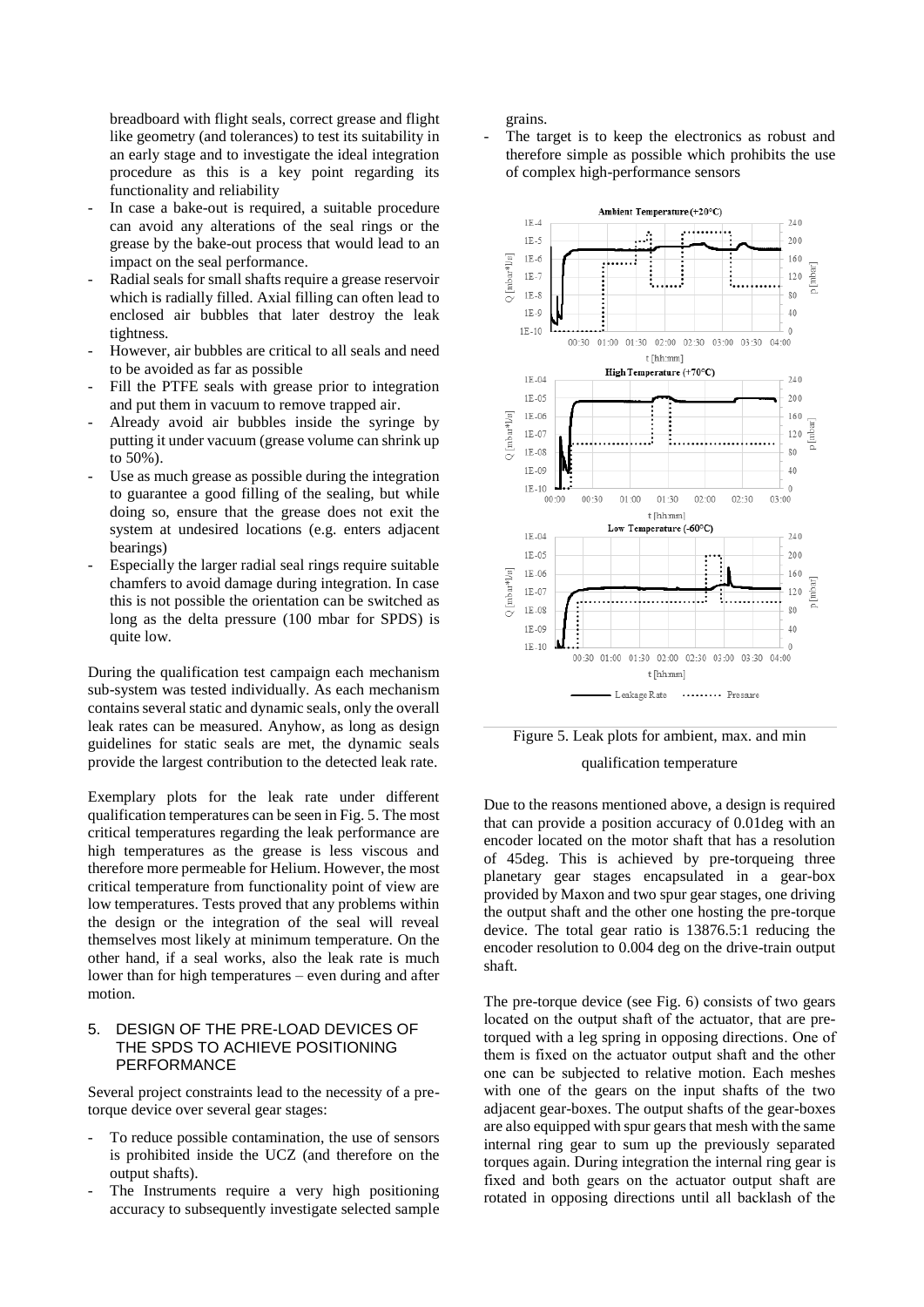breadboard with flight seals, correct grease and flight like geometry (and tolerances) to test its suitability in an early stage and to investigate the ideal integration procedure as this is a key point regarding its functionality and reliability

- In case a bake-out is required, a suitable procedure can avoid any alterations of the seal rings or the grease by the bake-out process that would lead to an impact on the seal performance.
- Radial seals for small shafts require a grease reservoir which is radially filled. Axial filling can often lead to enclosed air bubbles that later destroy the leak tightness.
- However, air bubbles are critical to all seals and need to be avoided as far as possible
- Fill the PTFE seals with grease prior to integration and put them in vacuum to remove trapped air.
- Already avoid air bubbles inside the syringe by putting it under vacuum (grease volume can shrink up to 50%).
- Use as much grease as possible during the integration to guarantee a good filling of the sealing, but while doing so, ensure that the grease does not exit the system at undesired locations (e.g. enters adjacent bearings)
- Especially the larger radial seal rings require suitable chamfers to avoid damage during integration. In case this is not possible the orientation can be switched as long as the delta pressure (100 mbar for SPDS) is quite low.

During the qualification test campaign each mechanism sub-system was tested individually. As each mechanism contains several static and dynamic seals, only the overall leak rates can be measured. Anyhow, as long as design guidelines for static seals are met, the dynamic seals provide the largest contribution to the detected leak rate.

Exemplary plots for the leak rate under different qualification temperatures can be seen in Fig. 5. The most critical temperatures regarding the leak performance are high temperatures as the grease is less viscous and therefore more permeable for Helium. However, the most critical temperature from functionality point of view are low temperatures. Tests proved that any problems within the design or the integration of the seal will reveal themselves most likely at minimum temperature. On the other hand, if a seal works, also the leak rate is much lower than for high temperatures – even during and after motion.

## 5. DESIGN OF THE PRE-LOAD DEVICES OF THE SPDS TO ACHIEVE POSITIONING PERFORMANCE

Several project constraints lead to the necessity of a pre-torque device over several gear stages:

- To reduce possible contamination, the use of sensors is prohibited inside the UCZ (and therefore on the output shafts).
- The Instruments require a very high positioning accuracy to subsequently investigate selected sample grains.
- The target is to keep the electronics as robust and therefore simple as possible which prohibits the use of complex high-performance sensors

Figure 5. Leak plots for ambient, max. and min qualification temperature

Due to the reasons mentioned above, a design is required that can provide a position accuracy of 0.01deg with an encoder located on the motor shaft that has a resolution of 45deg. This is achieved by pre-torqueing three planetary gear stages encapsulated in a gear-box provided by Maxon and two spur gear stages, one driving the output shaft and the other one hosting the pre-torque device. The total gear ratio is 13876.5:1 reducing the encoder resolution to 0.004 deg on the drive-train output shaft.

The pre-torque device (see Fig. 6) consists of two gears located on the output shaft of the actuator, that are pre-torqued with a leg spring in opposing directions. One of them is fixed on the actuator output shaft and the other one can be subjected to relative motion. Each meshes with one of the gears on the input shafts of the two adjacent gear-boxes. The output shafts of the gear-boxes are also equipped with spur gears that mesh with the same internal ring gear to sum up the previously separated torques again. During integration the internal ring gear is fixed and both gears on the actuator output shaft are rotated in opposing directions until all backlash of the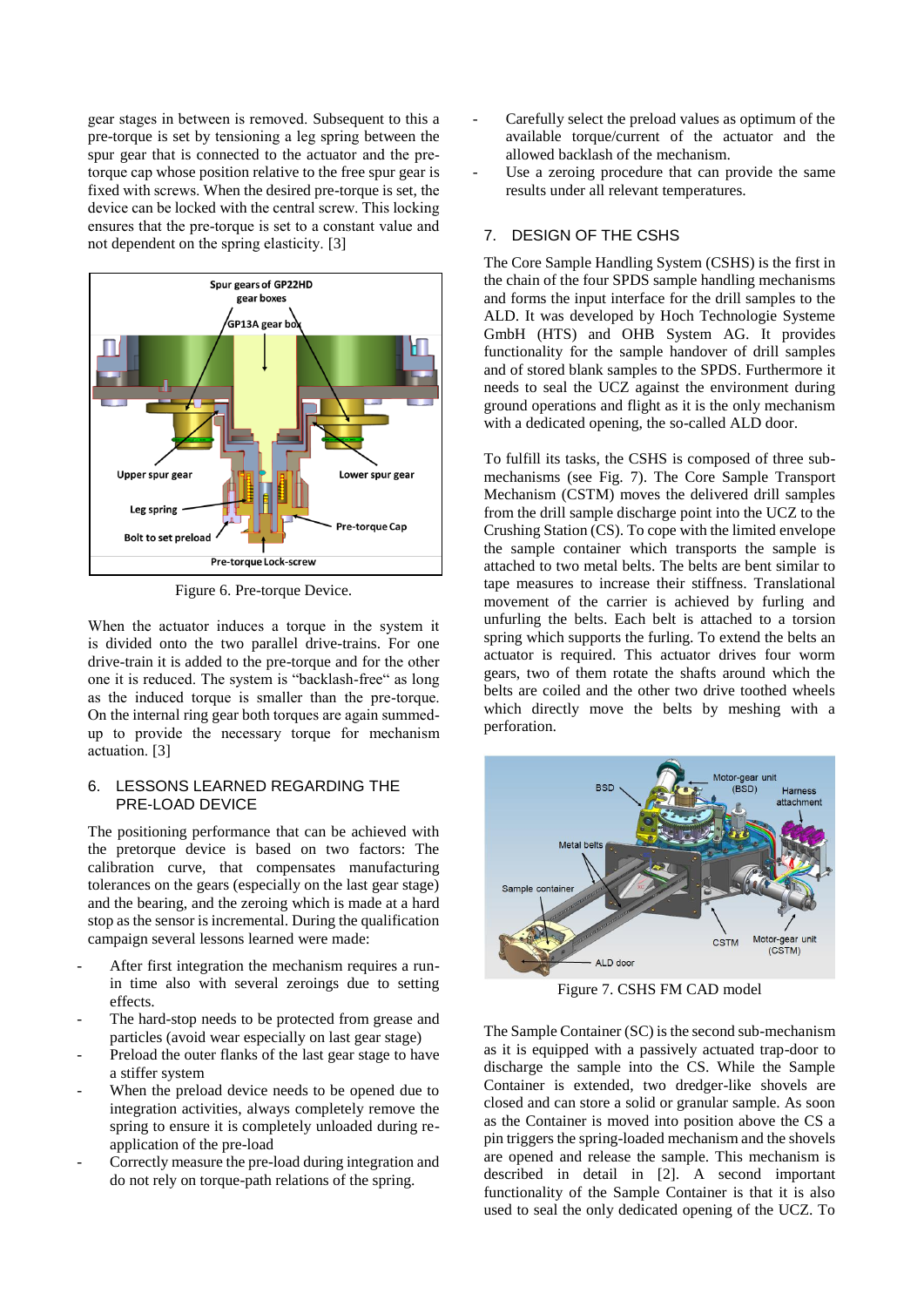gear stages in between is removed. Subsequent to this a pre-torque is set by tensioning a leg spring between the spur gear that is connected to the actuator and the pre-torque cap whose position relative to the free spur gear is fixed with screws. When the desired pre-torque is set, the device can be locked with the central screw. This locking ensures that the pre-torque is set to a constant value and not dependent on the spring elasticity. [3]

Figure 6. Pre-torque Device.

When the actuator induces a torque in the system it is divided onto the two parallel drive-trains. For one drive-train it is added to the pre-torque and for the other one it is reduced. The system is "backlash-free" as long as the induced torque is smaller than the pre-torque. On the internal ring gear both torques are again summed-up to provide the necessary torque for mechanism actuation. [3]

## 6. LESSONS LEARNED REGARDING THE PRE-LOAD DEVICE

The positioning performance that can be achieved with the pretorque device is based on two factors: The calibration curve, that compensates manufacturing tolerances on the gears (especially on the last gear stage) and the bearing, and the zeroing which is made at a hard stop as the sensor is incremental. During the qualification campaign several lessons learned were made:

- After first integration the mechanism requires a run-in time also with several zeroings due to setting effects.
- The hard-stop needs to be protected from grease and particles (avoid wear especially on last gear stage)
- Preload the outer flanks of the last gear stage to have a stiffer system
- When the preload device needs to be opened due to integration activities, always completely remove the spring to ensure it is completely unloaded during re-application of the pre-load
- Correctly measure the pre-load during integration and do not rely on torque-path relations of the spring.
- Carefully select the preload values as optimum of the available torque/current of the actuator and the allowed backlash of the mechanism.
- Use a zeroing procedure that can provide the same results under all relevant temperatures.

## 7. DESIGN OF THE CSHS

The Core Sample Handling System (CSHS) is the first in the chain of the four SPDS sample handling mechanisms and forms the input interface for the drill samples to the ALD. It was developed by Hoch Technologie Systeme GmbH (HTS) and OHB System AG. It provides functionality for the sample handover of drill samples and of stored blank samples to the SPDS. Furthermore it needs to seal the UCZ against the environment during ground operations and flight as it is the only mechanism with a dedicated opening, the so-called ALD door.

To fulfill its tasks, the CSHS is composed of three sub-mechanisms (see Fig. 7). The Core Sample Transport Mechanism (CSTM) moves the delivered drill samples from the drill sample discharge point into the UCZ to the Crushing Station (CS). To cope with the limited envelope the sample container which transports the sample is attached to two metal belts. The belts are bent similar to tape measures to increase their stiffness. Translational movement of the carrier is achieved by furling and unfurling the belts. Each belt is attached to a torsion spring which supports the furling. To extend the belts an actuator is required. This actuator drives four worm gears, two of them rotate the shafts around which the belts are coiled and the other two drive toothed wheels which directly move the belts by meshing with a perforation.

Figure 7. CSHS FM CAD model

The Sample Container (SC) is the second sub-mechanism as it is equipped with a passively actuated trap-door to discharge the sample into the CS. While the Sample Container is extended, two dredger-like shovels are closed and can store a solid or granular sample. As soon as the Container is moved into position above the CS a pin triggers the spring-loaded mechanism and the shovels are opened and release the sample. This mechanism is described in detail in [2]. A second important functionality of the Sample Container is that it is also used to seal the only dedicated opening of the UCZ. To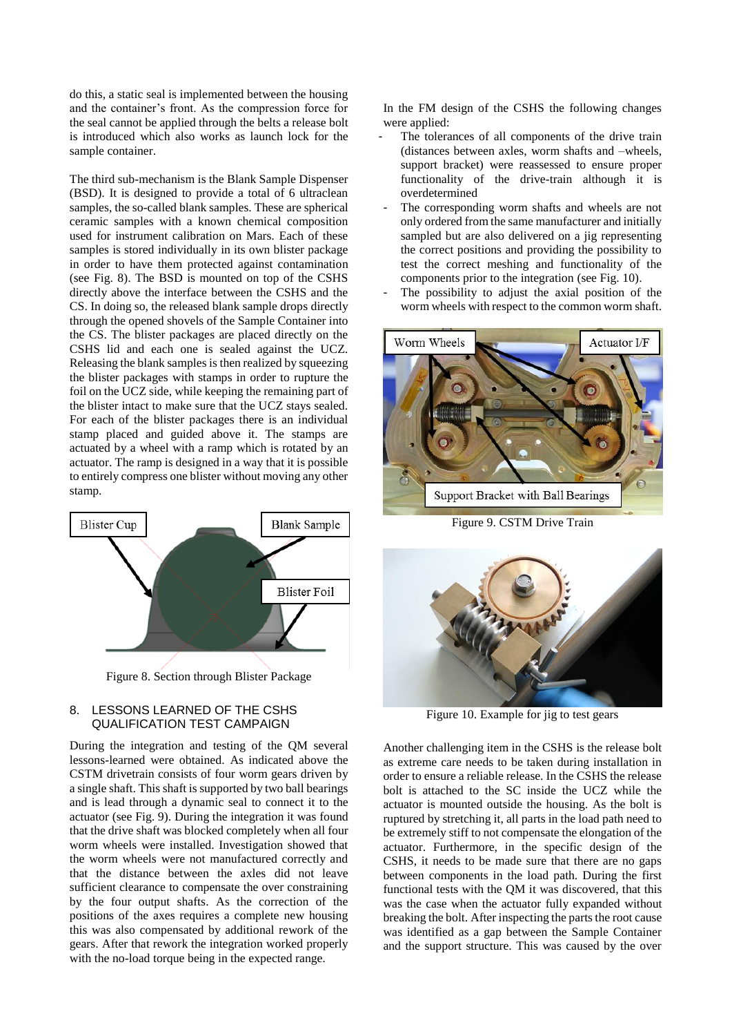do this, a static seal is implemented between the housing and the container's front. As the compression force for the seal cannot be applied through the belts a release bolt is introduced which also works as launch lock for the sample container.

The third sub-mechanism is the Blank Sample Dispenser (BSD). It is designed to provide a total of 6 ultraclean samples, the so-called blank samples. These are spherical ceramic samples with a known chemical composition used for instrument calibration on Mars. Each of these samples is stored individually in its own blister package in order to have them protected against contamination (see Fig. 8). The BSD is mounted on top of the CSHS directly above the interface between the CSHS and the CS. In doing so, the released blank sample drops directly through the opened shovels of the Sample Container into the CS. The blister packages are placed directly on the CSHS lid and each one is sealed against the UCZ. Releasing the blank samples is then realized by squeezing the blister packages with stamps in order to rupture the foil on the UCZ side, while keeping the remaining part of the blister intact to make sure that the UCZ stays sealed. For each of the blister packages there is an individual stamp placed and guided above it. The stamps are actuated by a wheel with a ramp which is rotated by an actuator. The ramp is designed in a way that it is possible to entirely compress one blister without moving any other stamp.

Figure 8. Section through Blister Package

## 8. LESSONS LEARNED OF THE CSHS QUALIFICATION TEST CAMPAIGN

During the integration and testing of the QM several lessons-learned were obtained. As indicated above the CSTM drivetrain consists of four worm gears driven by a single shaft. This shaft is supported by two ball bearings and is lead through a dynamic seal to connect it to the actuator (see Fig. 9). During the integration it was found that the drive shaft was blocked completely when all four worm wheels were installed. Investigation showed that the worm wheels were not manufactured correctly and that the distance between the axles did not leave sufficient clearance to compensate the over constraining by the four output shafts. As the correction of the positions of the axes requires a complete new housing this was also compensated by additional rework of the gears. After that rework the integration worked properly with the no-load torque being in the expected range.

In the FM design of the CSHS the following changes were applied:

- The tolerances of all components of the drive train (distances between axles, worm shafts and –wheels, support bracket) were reassessed to ensure proper functionality of the drive-train although it is overdetermined
- The corresponding worm shafts and wheels are not only ordered from the same manufacturer and initially sampled but are also delivered on a jig representing the correct positions and providing the possibility to test the correct meshing and functionality of the components prior to the integration (see Fig. 10).
- The possibility to adjust the axial position of the worm wheels with respect to the common worm shaft.

Figure 9. CSTM Drive Train

Figure 10. Example for jig to test gears

Another challenging item in the CSHS is the release bolt as extreme care needs to be taken during installation in order to ensure a reliable release. In the CSHS the release bolt is attached to the SC inside the UCZ while the actuator is mounted outside the housing. As the bolt is ruptured by stretching it, all parts in the load path need to be extremely stiff to not compensate the elongation of the actuator. Furthermore, in the specific design of the CSHS, it needs to be made sure that there are no gaps between components in the load path. During the first functional tests with the QM it was discovered, that this was the case when the actuator fully expanded without breaking the bolt. After inspecting the parts the root cause was identified as a gap between the Sample Container and the support structure. This was caused by the over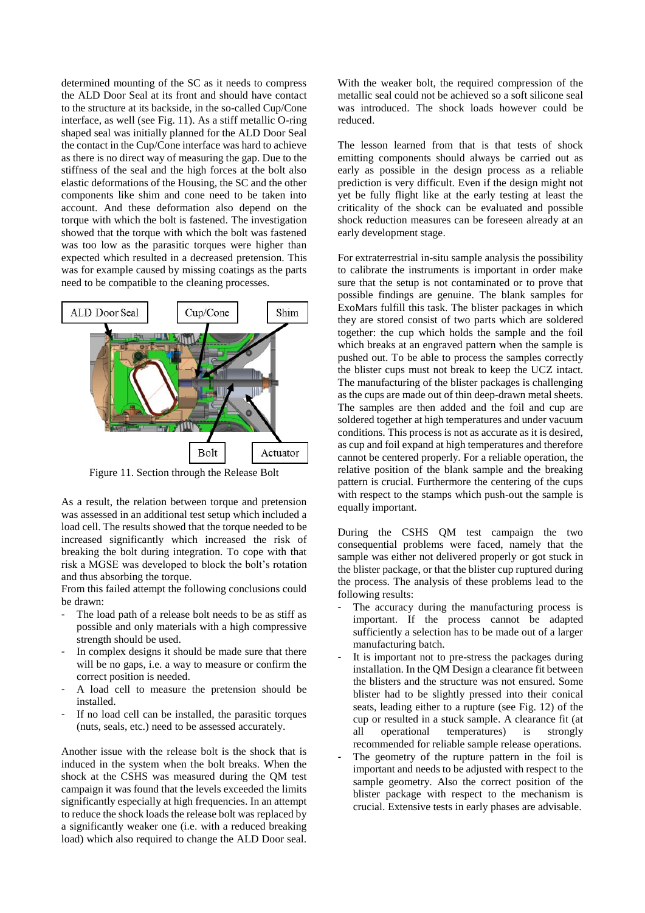determined mounting of the SC as it needs to compress the ALD Door Seal at its front and should have contact to the structure at its backside, in the so-called Cup/Cone interface, as well (see Fig. 11). As a stiff metallic O-ring shaped seal was initially planned for the ALD Door Seal the contact in the Cup/Cone interface was hard to achieve as there is no direct way of measuring the gap. Due to the stiffness of the seal and the high forces at the bolt also elastic deformations of the Housing, the SC and the other components like shim and cone need to be taken into account. And these deformation also depend on the torque with which the bolt is fastened. The investigation showed that the torque with which the bolt was fastened was too low as the parasitic torques were higher than expected which resulted in a decreased pretension. This was for example caused by missing coatings as the parts need to be compatible to the cleaning processes.

Figure 11. Section through the Release Bolt

As a result, the relation between torque and pretension was assessed in an additional test setup which included a load cell. The results showed that the torque needed to be increased significantly which increased the risk of breaking the bolt during integration. To cope with that risk a MGSE was developed to block the bolt's rotation and thus absorbing the torque.

From this failed attempt the following conclusions could be drawn:

- The load path of a release bolt needs to be as stiff as possible and only materials with a high compressive strength should be used.
- In complex designs it should be made sure that there will be no gaps, i.e. a way to measure or confirm the correct position is needed.
- A load cell to measure the pretension should be installed.
- If no load cell can be installed, the parasitic torques (nuts, seals, etc.) need to be assessed accurately.

Another issue with the release bolt is the shock that is induced in the system when the bolt breaks. When the shock at the CSHS was measured during the QM test campaign it was found that the levels exceeded the limits significantly especially at high frequencies. In an attempt to reduce the shock loads the release bolt was replaced by a significantly weaker one (i.e. with a reduced breaking load) which also required to change the ALD Door seal. With the weaker bolt, the required compression of the metallic seal could not be achieved so a soft silicone seal was introduced. The shock loads however could be reduced.

The lesson learned from that is that tests of shock emitting components should always be carried out as early as possible in the design process as a reliable prediction is very difficult. Even if the design might not yet be fully flight like at the early testing at least the criticality of the shock can be evaluated and possible shock reduction measures can be foreseen already at an early development stage.

For extraterrestrial in-situ sample analysis the possibility to calibrate the instruments is important in order make sure that the setup is not contaminated or to prove that possible findings are genuine. The blank samples for ExoMars fulfill this task. The blister packages in which they are stored consist of two parts which are soldered together: the cup which holds the sample and the foil which breaks at an engraved pattern when the sample is pushed out. To be able to process the samples correctly the blister cups must not break to keep the UCZ intact. The manufacturing of the blister packages is challenging as the cups are made out of thin deep-drawn metal sheets. The samples are then added and the foil and cup are soldered together at high temperatures and under vacuum conditions. This process is not as accurate as it is desired, as cup and foil expand at high temperatures and therefore cannot be centered properly. For a reliable operation, the relative position of the blank sample and the breaking pattern is crucial. Furthermore the centering of the cups with respect to the stamps which push-out the sample is equally important.

During the CSHS QM test campaign the two consequential problems were faced, namely that the sample was either not delivered properly or got stuck in the blister package, or that the blister cup ruptured during the process. The analysis of these problems lead to the following results:

- The accuracy during the manufacturing process is important. If the process cannot be adapted sufficiently a selection has to be made out of a larger manufacturing batch.
- It is important not to pre-stress the packages during installation. In the QM Design a clearance fit between the blisters and the structure was not ensured. Some blister had to be slightly pressed into their conical seats, leading either to a rupture (see Fig. 12) of the cup or resulted in a stuck sample. A clearance fit (at all operational temperatures) is strongly recommended for reliable sample release operations.
- The geometry of the rupture pattern in the foil is important and needs to be adjusted with respect to the sample geometry. Also the correct position of the blister package with respect to the mechanism is crucial. Extensive tests in early phases are advisable.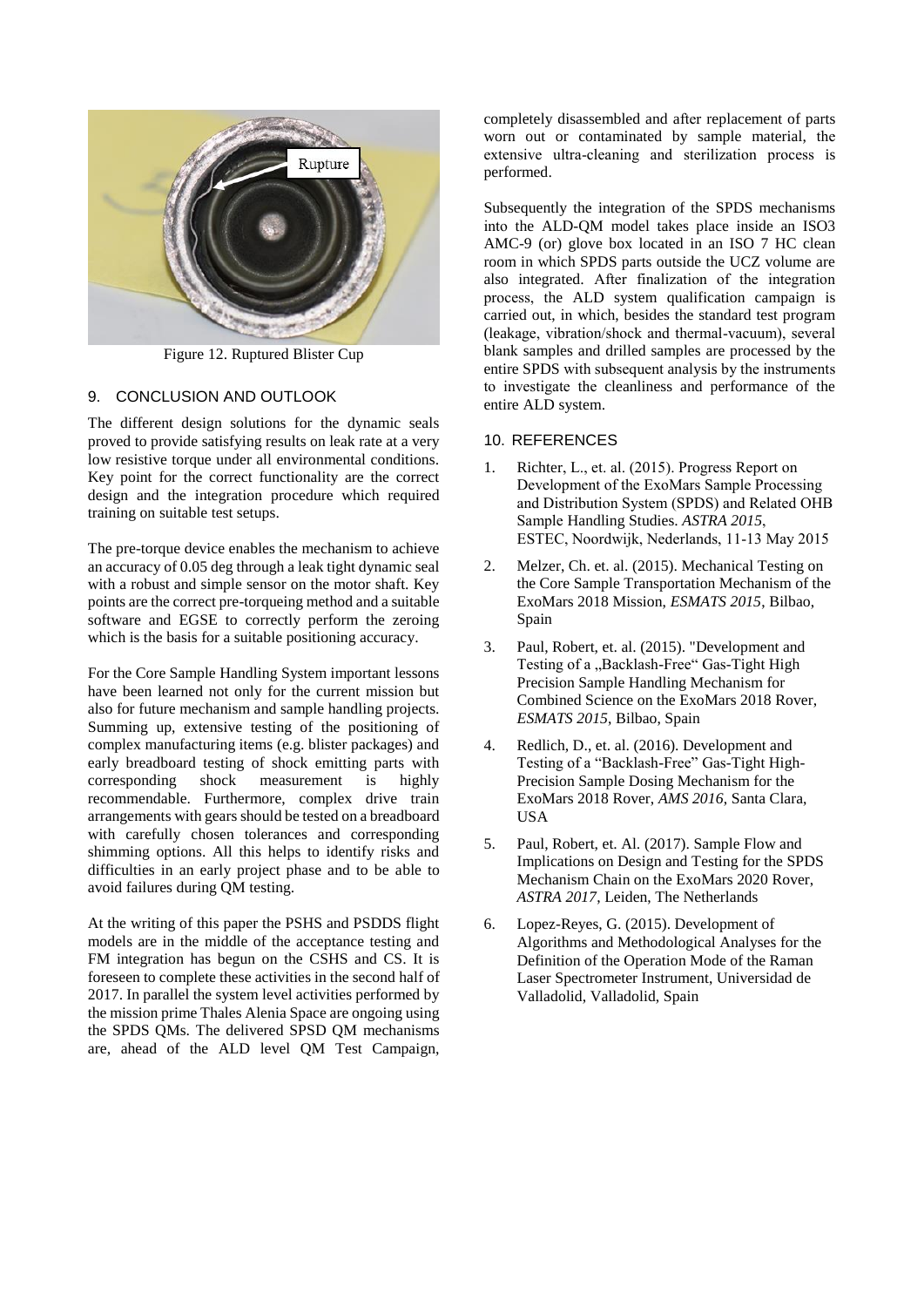Rupture

Figure 12. Ruptured Blister Cup

## 9. CONCLUSION AND OUTLOOK

The different design solutions for the dynamic seals proved to provide satisfying results on leak rate at a very low resistive torque under all environmental conditions. Key point for the correct functionality are the correct design and the integration procedure which required training on suitable test setups.

The pre-torque device enables the mechanism to achieve an accuracy of 0.05 deg through a leak tight dynamic seal with a robust and simple sensor on the motor shaft. Key points are the correct pre-torqueing method and a suitable software and EGSE to correctly perform the zeroing which is the basis for a suitable positioning accuracy.

For the Core Sample Handling System important lessons have been learned not only for the current mission but also for future mechanism and sample handling projects. Summing up, extensive testing of the positioning of complex manufacturing items (e.g. blister packages) and early breadboard testing of shock emitting parts with corresponding shock measurement is highly recommendable. Furthermore, complex drive train arrangements with gears should be tested on a breadboard with carefully chosen tolerances and corresponding shimming options. All this helps to identify risks and difficulties in an early project phase and to be able to avoid failures during QM testing.

At the writing of this paper the PSHS and PSDDS flight models are in the middle of the acceptance testing and FM integration has begun on the CSHS and CS. It is foreseen to complete these activities in the second half of 2017. In parallel the system level activities performed by the mission prime Thales Alenia Space are ongoing using the SPDS QMs. The delivered SPSD QM mechanisms are, ahead of the ALD level QM Test Campaign, completely disassembled and after replacement of parts worn out or contaminated by sample material, the extensive ultra-cleaning and sterilization process is performed.

Subsequently the integration of the SPDS mechanisms into the ALD-QM model takes place inside an ISO3 AMC-9 (or) glove box located in an ISO 7 HC clean room in which SPDS parts outside the UCZ volume are also integrated. After finalization of the integration process, the ALD system qualification campaign is carried out, in which, besides the standard test program (leakage, vibration/shock and thermal-vacuum), several blank samples and drilled samples are processed by the entire SPDS with subsequent analysis by the instruments to investigate the cleanliness and performance of the entire ALD system.

## 10. REFERENCES

1. Richter, L., et. al. (2015). Progress Report on Development of the ExoMars Sample Processing and Distribution System (SPDS) and Related OHB Sample Handling Studies. *ASTRA 2015*, ESTEC, Noordwijk, Nederlands, 11-13 May 2015
2. Melzer, Ch. et. al. (2015). Mechanical Testing on the Core Sample Transportation Mechanism of the ExoMars 2018 Mission, *ESMATS 2015*, Bilbao, Spain
3. Paul, Robert, et. al. (2015). "Development and Testing of a „Backlash-Free" Gas-Tight High Precision Sample Handling Mechanism for Combined Science on the ExoMars 2018 Rover, *ESMATS 2015*, Bilbao, Spain
4. Redlich, D., et. al. (2016). Development and Testing of a "Backlash-Free" Gas-Tight High-Precision Sample Dosing Mechanism for the ExoMars 2018 Rover, *AMS 2016*, Santa Clara, USA
5. Paul, Robert, et. Al. (2017). Sample Flow and Implications on Design and Testing for the SPDS Mechanism Chain on the ExoMars 2020 Rover, *ASTRA 2017*, Leiden, The Netherlands
6. Lopez-Reyes, G. (2015). Development of Algorithms and Methodological Analyses for the Definition of the Operation Mode of the Raman Laser Spectrometer Instrument, Universidad de Valladolid, Valladolid, Spain